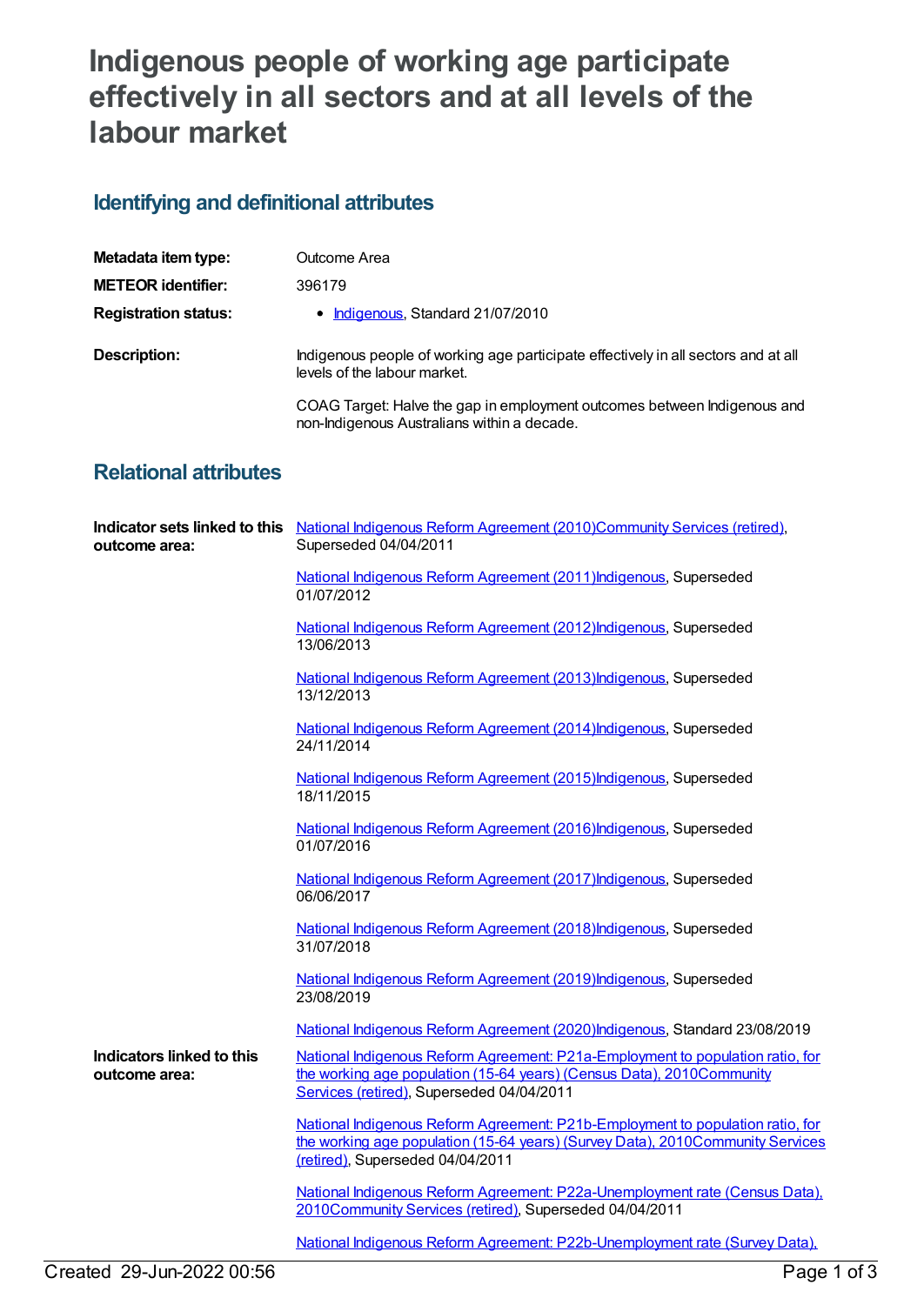# Indigenous people of working age participate effectively in all sectors and at all levels of the labour market

## Identifying and definitional attributes

**Metadata item type:** Outcome Area

**METEOR identifier:** 396179

**Registration status:**
- Indigenous, Standard 21/07/2010

**Description:** Indigenous people of working age participate effectively in all sectors and at all levels of the labour market.

COAG Target: Halve the gap in employment outcomes between Indigenous and non-Indigenous Australians within a decade.

## Relational attributes

**Indicator sets linked to this outcome area:**

National Indigenous Reform Agreement (2010)Community Services (retired), Superseded 04/04/2011

National Indigenous Reform Agreement (2011)Indigenous, Superseded 01/07/2012

National Indigenous Reform Agreement (2012)Indigenous, Superseded 13/06/2013

National Indigenous Reform Agreement (2013)Indigenous, Superseded 13/12/2013

National Indigenous Reform Agreement (2014)Indigenous, Superseded 24/11/2014

National Indigenous Reform Agreement (2015)Indigenous, Superseded 18/11/2015

National Indigenous Reform Agreement (2016)Indigenous, Superseded 01/07/2016

National Indigenous Reform Agreement (2017)Indigenous, Superseded 06/06/2017

National Indigenous Reform Agreement (2018)Indigenous, Superseded 31/07/2018

National Indigenous Reform Agreement (2019)Indigenous, Superseded 23/08/2019

National Indigenous Reform Agreement (2020)Indigenous, Standard 23/08/2019

**Indicators linked to this outcome area:**

National Indigenous Reform Agreement: P21a-Employment to population ratio, for the working age population (15-64 years) (Census Data), 2010Community Services (retired), Superseded 04/04/2011

National Indigenous Reform Agreement: P21b-Employment to population ratio, for the working age population (15-64 years) (Survey Data), 2010Community Services (retired), Superseded 04/04/2011

National Indigenous Reform Agreement: P22a-Unemployment rate (Census Data), 2010Community Services (retired), Superseded 04/04/2011

National Indigenous Reform Agreement: P22b-Unemployment rate (Survey Data),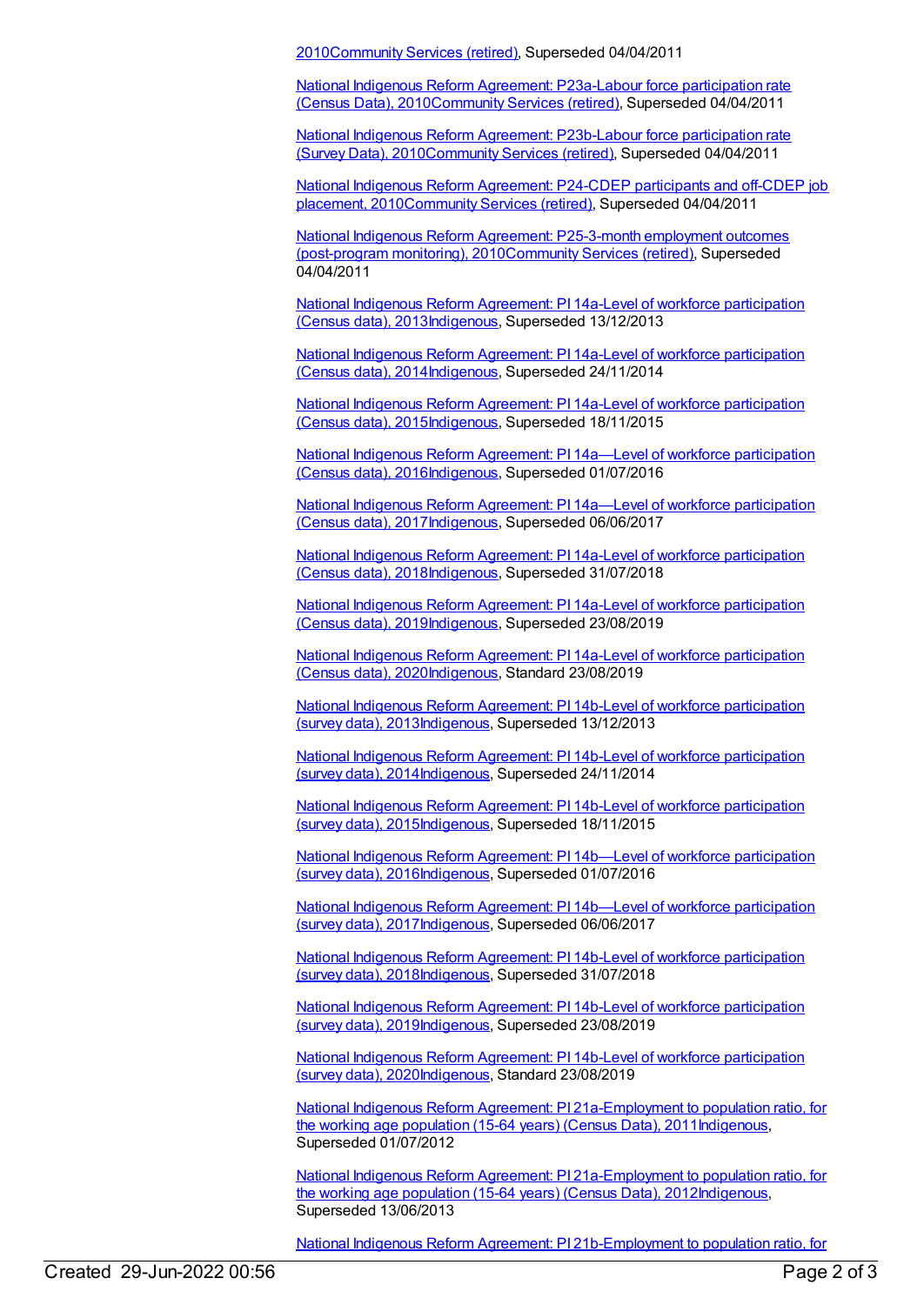2010Community Services (retired), Superseded 04/04/2011

National Indigenous Reform Agreement: P23a-Labour force participation rate (Census Data), 2010Community Services (retired), Superseded 04/04/2011

National Indigenous Reform Agreement: P23b-Labour force participation rate (Survey Data), 2010Community Services (retired), Superseded 04/04/2011

National Indigenous Reform Agreement: P24-CDEP participants and off-CDEP job placement, 2010Community Services (retired), Superseded 04/04/2011

National Indigenous Reform Agreement: P25-3-month employment outcomes (post-program monitoring), 2010Community Services (retired), Superseded 04/04/2011

National Indigenous Reform Agreement: PI 14a-Level of workforce participation (Census data), 2013Indigenous, Superseded 13/12/2013

National Indigenous Reform Agreement: PI 14a-Level of workforce participation (Census data), 2014Indigenous, Superseded 24/11/2014

National Indigenous Reform Agreement: PI 14a-Level of workforce participation (Census data), 2015Indigenous, Superseded 18/11/2015

National Indigenous Reform Agreement: PI 14a—Level of workforce participation (Census data), 2016Indigenous, Superseded 01/07/2016

National Indigenous Reform Agreement: PI 14a—Level of workforce participation (Census data), 2017Indigenous, Superseded 06/06/2017

National Indigenous Reform Agreement: PI 14a-Level of workforce participation (Census data), 2018Indigenous, Superseded 31/07/2018

National Indigenous Reform Agreement: PI 14a-Level of workforce participation (Census data), 2019Indigenous, Superseded 23/08/2019

National Indigenous Reform Agreement: PI 14a-Level of workforce participation (Census data), 2020Indigenous, Standard 23/08/2019

National Indigenous Reform Agreement: PI 14b-Level of workforce participation (survey data), 2013Indigenous, Superseded 13/12/2013

National Indigenous Reform Agreement: PI 14b-Level of workforce participation (survey data), 2014Indigenous, Superseded 24/11/2014

National Indigenous Reform Agreement: PI 14b-Level of workforce participation (survey data), 2015Indigenous, Superseded 18/11/2015

National Indigenous Reform Agreement: PI 14b—Level of workforce participation (survey data), 2016Indigenous, Superseded 01/07/2016

National Indigenous Reform Agreement: PI 14b—Level of workforce participation (survey data), 2017Indigenous, Superseded 06/06/2017

National Indigenous Reform Agreement: PI 14b-Level of workforce participation (survey data), 2018Indigenous, Superseded 31/07/2018

National Indigenous Reform Agreement: PI 14b-Level of workforce participation (survey data), 2019Indigenous, Superseded 23/08/2019

National Indigenous Reform Agreement: PI 14b-Level of workforce participation (survey data), 2020Indigenous, Standard 23/08/2019

National Indigenous Reform Agreement: PI 21a-Employment to population ratio, for the working age population (15-64 years) (Census Data), 2011Indigenous, Superseded 01/07/2012

National Indigenous Reform Agreement: PI 21a-Employment to population ratio, for the working age population (15-64 years) (Census Data), 2012Indigenous, Superseded 13/06/2013

National Indigenous Reform Agreement: PI 21b-Employment to population ratio, for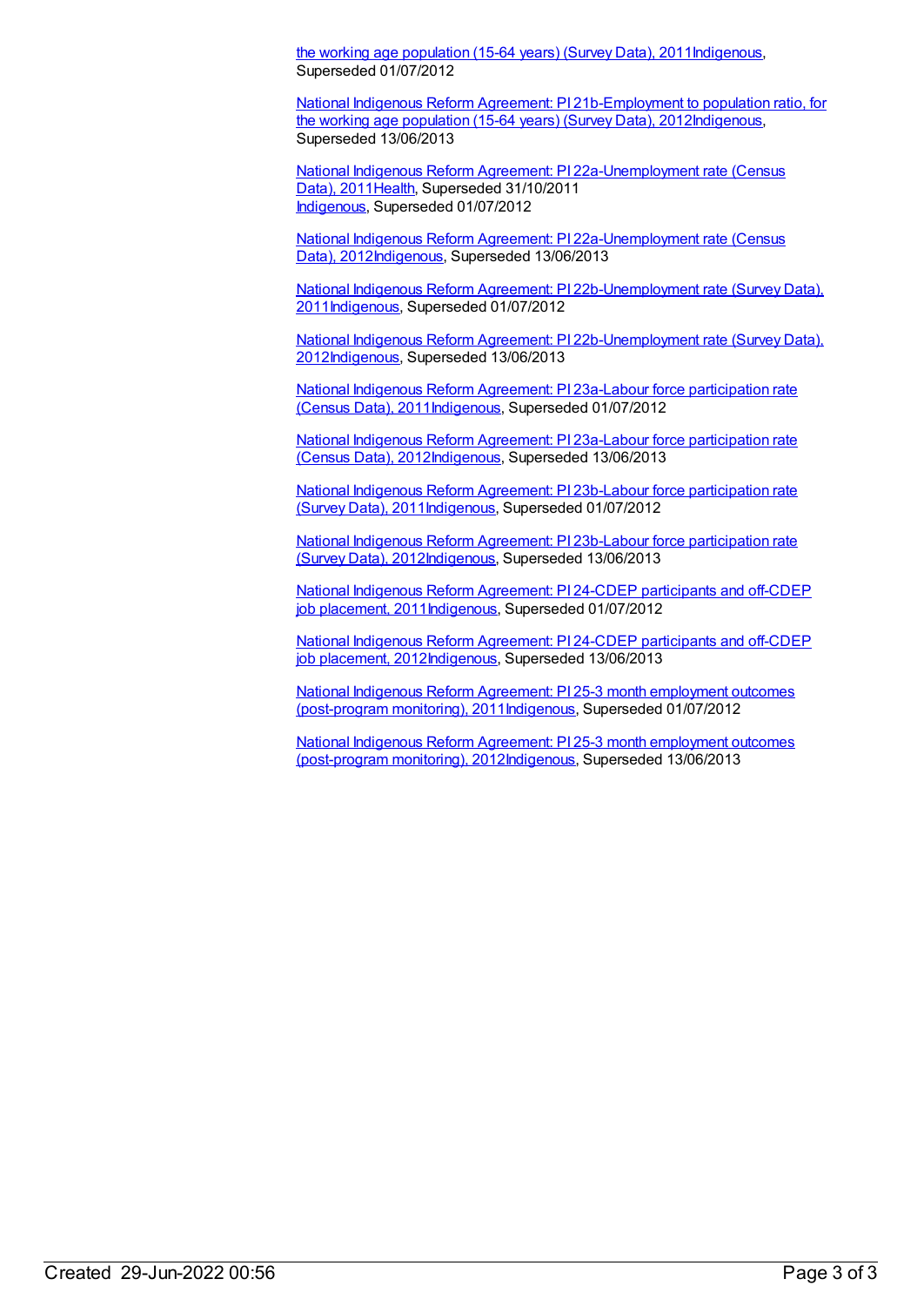the working age population (15-64 years) (Survey Data), 2011Indigenous, Superseded 01/07/2012

National Indigenous Reform Agreement: PI 21b-Employment to population ratio, for the working age population (15-64 years) (Survey Data), 2012Indigenous, Superseded 13/06/2013

National Indigenous Reform Agreement: PI 22a-Unemployment rate (Census Data), 2011Health, Superseded 31/10/2011
Indigenous, Superseded 01/07/2012

National Indigenous Reform Agreement: PI 22a-Unemployment rate (Census Data), 2012Indigenous, Superseded 13/06/2013

National Indigenous Reform Agreement: PI 22b-Unemployment rate (Survey Data), 2011Indigenous, Superseded 01/07/2012

National Indigenous Reform Agreement: PI 22b-Unemployment rate (Survey Data), 2012Indigenous, Superseded 13/06/2013

National Indigenous Reform Agreement: PI 23a-Labour force participation rate (Census Data), 2011Indigenous, Superseded 01/07/2012

National Indigenous Reform Agreement: PI 23a-Labour force participation rate (Census Data), 2012Indigenous, Superseded 13/06/2013

National Indigenous Reform Agreement: PI 23b-Labour force participation rate (Survey Data), 2011Indigenous, Superseded 01/07/2012

National Indigenous Reform Agreement: PI 23b-Labour force participation rate (Survey Data), 2012Indigenous, Superseded 13/06/2013

National Indigenous Reform Agreement: PI 24-CDEP participants and off-CDEP job placement, 2011Indigenous, Superseded 01/07/2012

National Indigenous Reform Agreement: PI 24-CDEP participants and off-CDEP job placement, 2012Indigenous, Superseded 13/06/2013

National Indigenous Reform Agreement: PI 25-3 month employment outcomes (post-program monitoring), 2011Indigenous, Superseded 01/07/2012

National Indigenous Reform Agreement: PI 25-3 month employment outcomes (post-program monitoring), 2012Indigenous, Superseded 13/06/2013